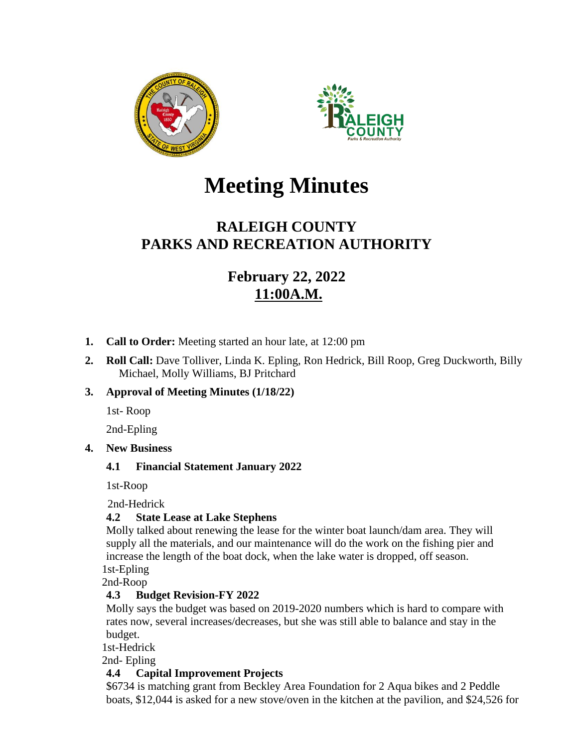# Meeting Minutes

## RALEIGH COUNTY
## PARKS AND RECREATION AUTHORITY

### February 22, 2022
### 11:00A.M.

1. **Call to Order:** Meeting started an hour late, at 12:00 pm
2. **Roll Call:** Dave Tolliver, Linda K. Epling, Ron Hedrick, Bill Roop, Greg Duckworth, Billy Michael, Molly Williams, BJ Pritchard
3. **Approval of Meeting Minutes (1/18/22)**

   1st- Roop

   2nd-Epling

4. **New Business**

   **4.1 Financial Statement January 2022**

   1st-Roop

   2nd-Hedrick

   **4.2 State Lease at Lake Stephens**

   Molly talked about renewing the lease for the winter boat launch/dam area. They will supply all the materials, and our maintenance will do the work on the fishing pier and increase the length of the boat dock, when the lake water is dropped, off season.

   1st-Epling

   2nd-Roop

   **4.3 Budget Revision-FY 2022**

   Molly says the budget was based on 2019-2020 numbers which is hard to compare with rates now, several increases/decreases, but she was still able to balance and stay in the budget.

   1st-Hedrick

   2nd- Epling

   **4.4 Capital Improvement Projects**

   $6734 is matching grant from Beckley Area Foundation for 2 Aqua bikes and 2 Peddle boats, $12,044 is asked for a new stove/oven in the kitchen at the pavilion, and $24,526 for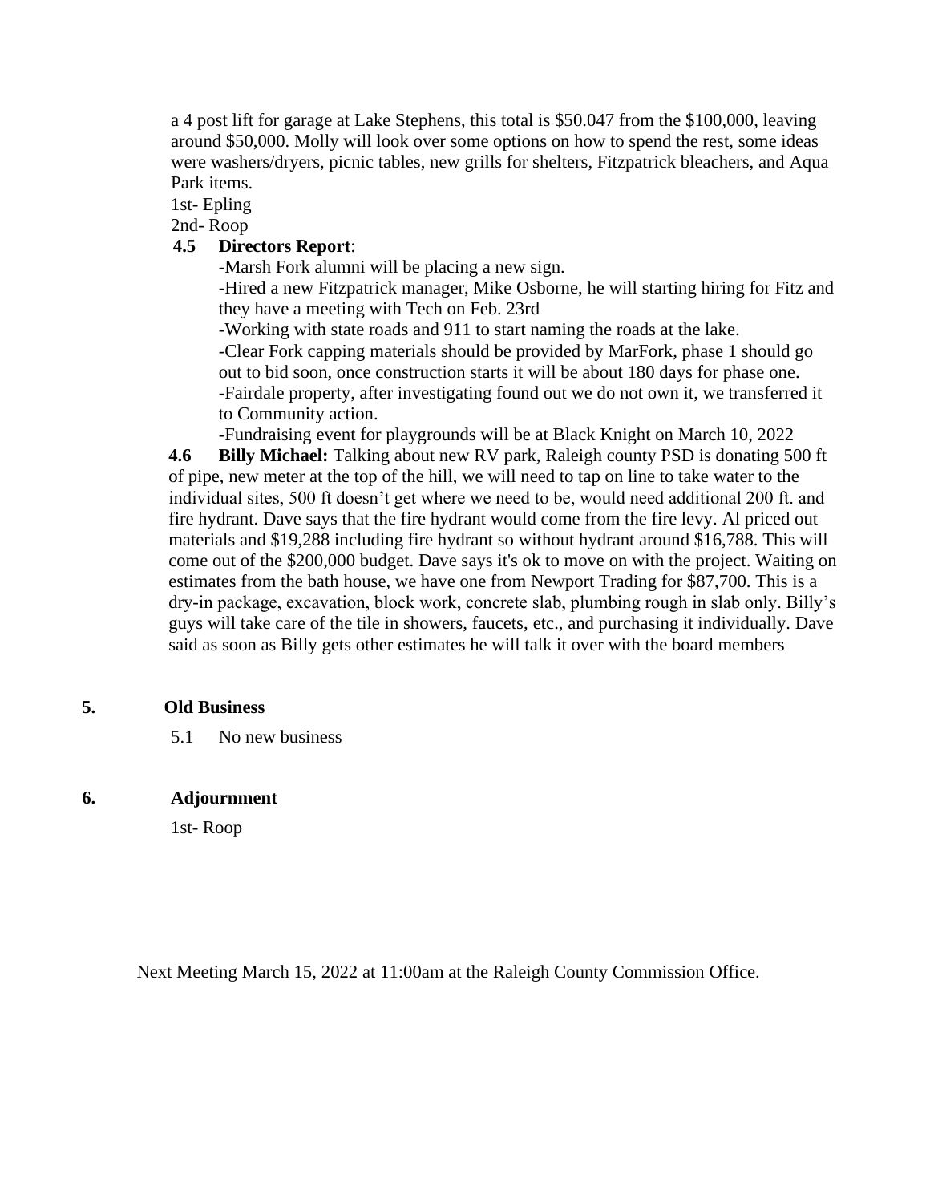a 4 post lift for garage at Lake Stephens, this total is $50.047 from the $100,000, leaving around $50,000. Molly will look over some options on how to spend the rest, some ideas were washers/dryers, picnic tables, new grills for shelters, Fitzpatrick bleachers, and Aqua Park items.

1st- Epling

2nd- Roop

**4.5 Directors Report**:

-Marsh Fork alumni will be placing a new sign.

-Hired a new Fitzpatrick manager, Mike Osborne, he will starting hiring for Fitz and they have a meeting with Tech on Feb. 23rd

-Working with state roads and 911 to start naming the roads at the lake.

-Clear Fork capping materials should be provided by MarFork, phase 1 should go out to bid soon, once construction starts it will be about 180 days for phase one.

-Fairdale property, after investigating found out we do not own it, we transferred it to Community action.

-Fundraising event for playgrounds will be at Black Knight on March 10, 2022

**4.6 Billy Michael:** Talking about new RV park, Raleigh county PSD is donating 500 ft of pipe, new meter at the top of the hill, we will need to tap on line to take water to the individual sites, 500 ft doesn't get where we need to be, would need additional 200 ft. and fire hydrant. Dave says that the fire hydrant would come from the fire levy. Al priced out materials and $19,288 including fire hydrant so without hydrant around $16,788. This will come out of the $200,000 budget. Dave says it's ok to move on with the project. Waiting on estimates from the bath house, we have one from Newport Trading for $87,700. This is a dry-in package, excavation, block work, concrete slab, plumbing rough in slab only. Billy's guys will take care of the tile in showers, faucets, etc., and purchasing it individually. Dave said as soon as Billy gets other estimates he will talk it over with the board members

## 5. Old Business

5.1 No new business

## 6. Adjournment

1st- Roop

Next Meeting March 15, 2022 at 11:00am at the Raleigh County Commission Office.